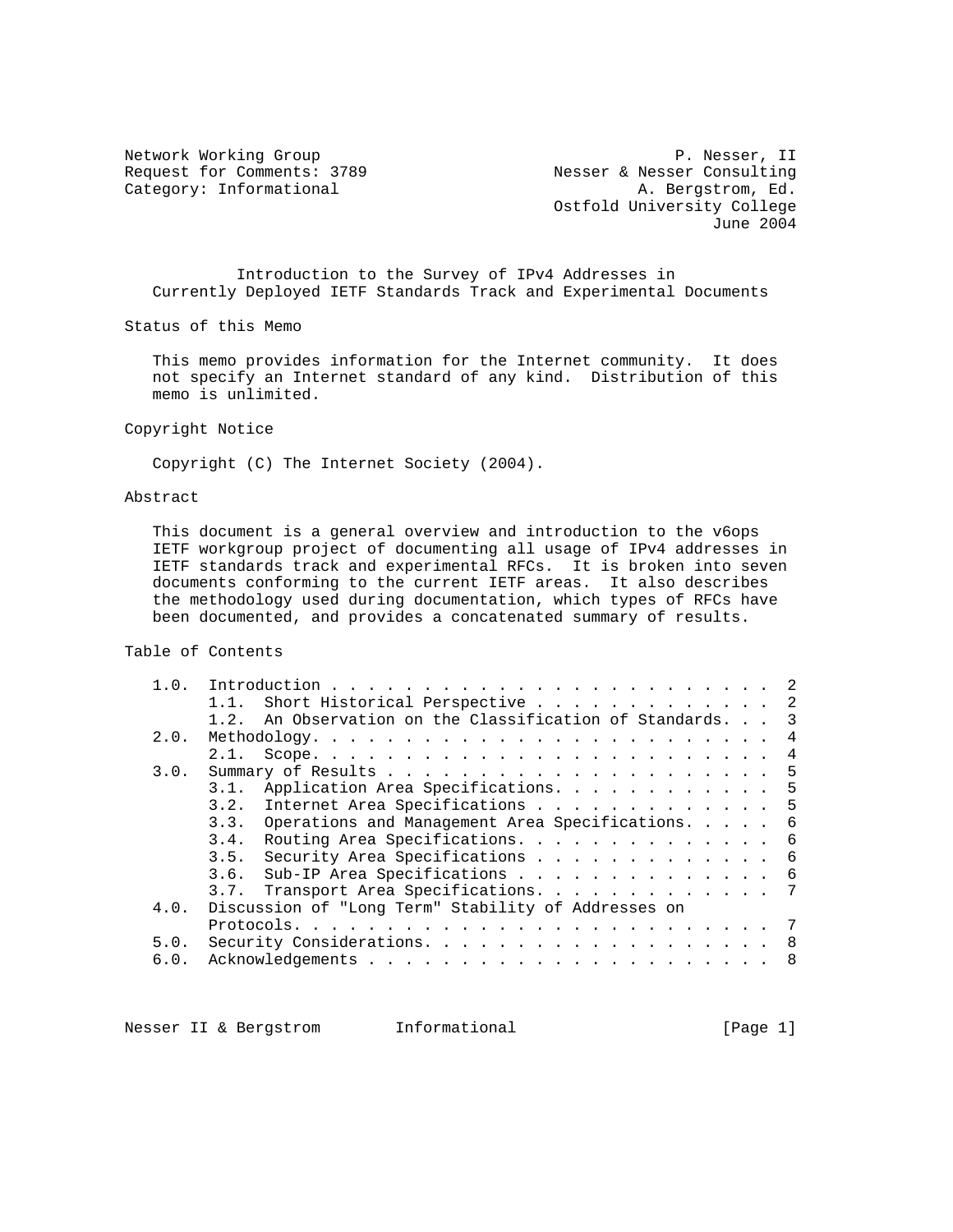Network Working Group — P. Nesser, II
Request for Comments: 3789 — Nesser & Nesser Consulting
Category: Informational — A. Bergstrom, Ed.
Ostfold University College
June 2004

# Introduction to the Survey of IPv4 Addresses in Currently Deployed IETF Standards Track and Experimental Documents

## Status of this Memo

This memo provides information for the Internet community. It does not specify an Internet standard of any kind. Distribution of this memo is unlimited.

## Copyright Notice

Copyright (C) The Internet Society (2004).

## Abstract

This document is a general overview and introduction to the v6ops IETF workgroup project of documenting all usage of IPv4 addresses in IETF standards track and experimental RFCs. It is broken into seven documents conforming to the current IETF areas. It also describes the methodology used during documentation, which types of RFCs have been documented, and provides a concatenated summary of results.

## Table of Contents

```
   1.0.  Introduction . . . . . . . . . . . . . . . . . . . . . . . .  2
         1.1.  Short Historical Perspective . . . . . . . . . . . . .  2
         1.2.  An Observation on the Classification of Standards. . .  3
   2.0.  Methodology. . . . . . . . . . . . . . . . . . . . . . . . .  4
         2.1.  Scope. . . . . . . . . . . . . . . . . . . . . . . . .  4
   3.0.  Summary of Results . . . . . . . . . . . . . . . . . . . . .  5
         3.1.  Application Area Specifications. . . . . . . . . . . .  5
         3.2.  Internet Area Specifications . . . . . . . . . . . . .  5
         3.3.  Operations and Management Area Specifications. . . . .  6
         3.4.  Routing Area Specifications. . . . . . . . . . . . . .  6
         3.5.  Security Area Specifications . . . . . . . . . . . . .  6
         3.6.  Sub-IP Area Specifications . . . . . . . . . . . . . .  6
         3.7.  Transport Area Specifications. . . . . . . . . . . . .  7
   4.0.  Discussion of "Long Term" Stability of Addresses on
         Protocols. . . . . . . . . . . . . . . . . . . . . . . . . .  7
   5.0.  Security Considerations. . . . . . . . . . . . . . . . . . .  8
   6.0.  Acknowledgements . . . . . . . . . . . . . . . . . . . . . .  8
```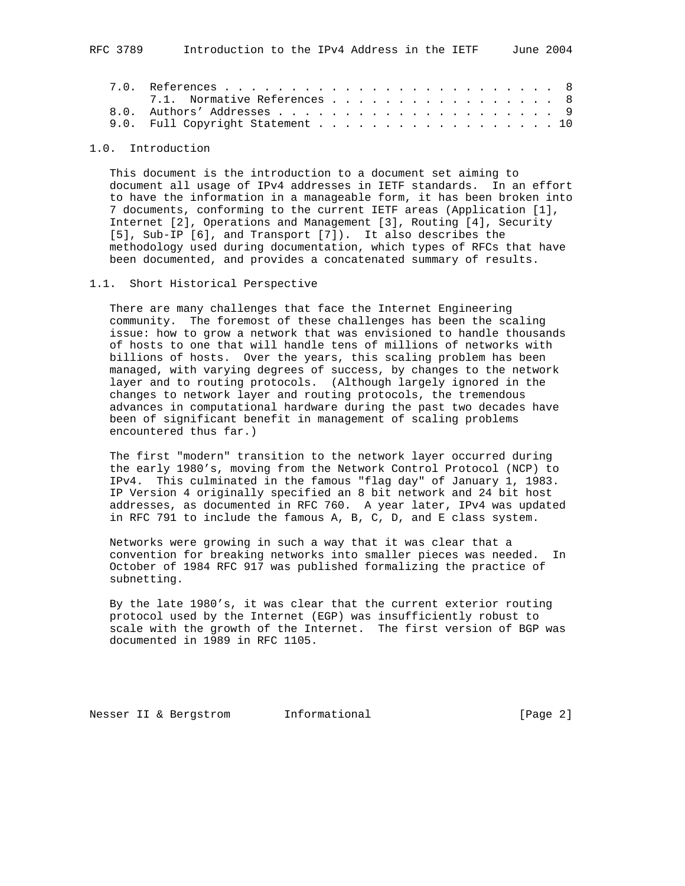7.0. References . . . . . . . . . . . . . . . . . . . . . . . . . 8
     7.1. Normative References . . . . . . . . . . . . . . . . . . 8
8.0. Authors' Addresses . . . . . . . . . . . . . . . . . . . . . 9
9.0. Full Copyright Statement . . . . . . . . . . . . . . . . . . 10

## 1.0. Introduction

This document is the introduction to a document set aiming to document all usage of IPv4 addresses in IETF standards. In an effort to have the information in a manageable form, it has been broken into 7 documents, conforming to the current IETF areas (Application [1], Internet [2], Operations and Management [3], Routing [4], Security [5], Sub-IP [6], and Transport [7]). It also describes the methodology used during documentation, which types of RFCs that have been documented, and provides a concatenated summary of results.

## 1.1. Short Historical Perspective

There are many challenges that face the Internet Engineering community. The foremost of these challenges has been the scaling issue: how to grow a network that was envisioned to handle thousands of hosts to one that will handle tens of millions of networks with billions of hosts. Over the years, this scaling problem has been managed, with varying degrees of success, by changes to the network layer and to routing protocols. (Although largely ignored in the changes to network layer and routing protocols, the tremendous advances in computational hardware during the past two decades have been of significant benefit in management of scaling problems encountered thus far.)

The first "modern" transition to the network layer occurred during the early 1980's, moving from the Network Control Protocol (NCP) to IPv4. This culminated in the famous "flag day" of January 1, 1983. IP Version 4 originally specified an 8 bit network and 24 bit host addresses, as documented in RFC 760. A year later, IPv4 was updated in RFC 791 to include the famous A, B, C, D, and E class system.

Networks were growing in such a way that it was clear that a convention for breaking networks into smaller pieces was needed. In October of 1984 RFC 917 was published formalizing the practice of subnetting.

By the late 1980's, it was clear that the current exterior routing protocol used by the Internet (EGP) was insufficiently robust to scale with the growth of the Internet. The first version of BGP was documented in 1989 in RFC 1105.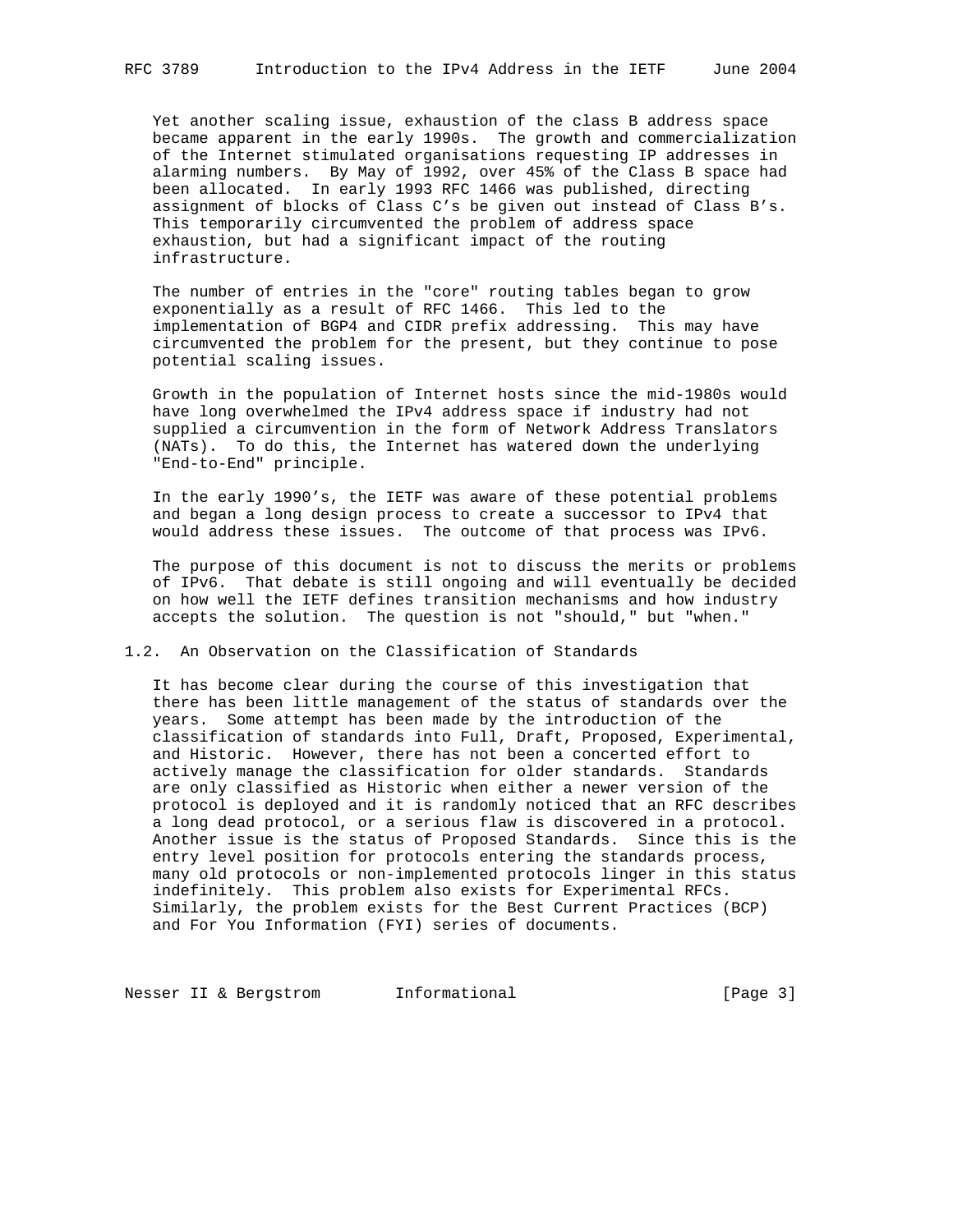Yet another scaling issue, exhaustion of the class B address space became apparent in the early 1990s. The growth and commercialization of the Internet stimulated organisations requesting IP addresses in alarming numbers. By May of 1992, over 45% of the Class B space had been allocated. In early 1993 RFC 1466 was published, directing assignment of blocks of Class C's be given out instead of Class B's. This temporarily circumvented the problem of address space exhaustion, but had a significant impact of the routing infrastructure.

The number of entries in the "core" routing tables began to grow exponentially as a result of RFC 1466. This led to the implementation of BGP4 and CIDR prefix addressing. This may have circumvented the problem for the present, but they continue to pose potential scaling issues.

Growth in the population of Internet hosts since the mid-1980s would have long overwhelmed the IPv4 address space if industry had not supplied a circumvention in the form of Network Address Translators (NATs). To do this, the Internet has watered down the underlying "End-to-End" principle.

In the early 1990's, the IETF was aware of these potential problems and began a long design process to create a successor to IPv4 that would address these issues. The outcome of that process was IPv6.

The purpose of this document is not to discuss the merits or problems of IPv6. That debate is still ongoing and will eventually be decided on how well the IETF defines transition mechanisms and how industry accepts the solution. The question is not "should," but "when."

## 1.2. An Observation on the Classification of Standards

It has become clear during the course of this investigation that there has been little management of the status of standards over the years. Some attempt has been made by the introduction of the classification of standards into Full, Draft, Proposed, Experimental, and Historic. However, there has not been a concerted effort to actively manage the classification for older standards. Standards are only classified as Historic when either a newer version of the protocol is deployed and it is randomly noticed that an RFC describes a long dead protocol, or a serious flaw is discovered in a protocol. Another issue is the status of Proposed Standards. Since this is the entry level position for protocols entering the standards process, many old protocols or non-implemented protocols linger in this status indefinitely. This problem also exists for Experimental RFCs. Similarly, the problem exists for the Best Current Practices (BCP) and For You Information (FYI) series of documents.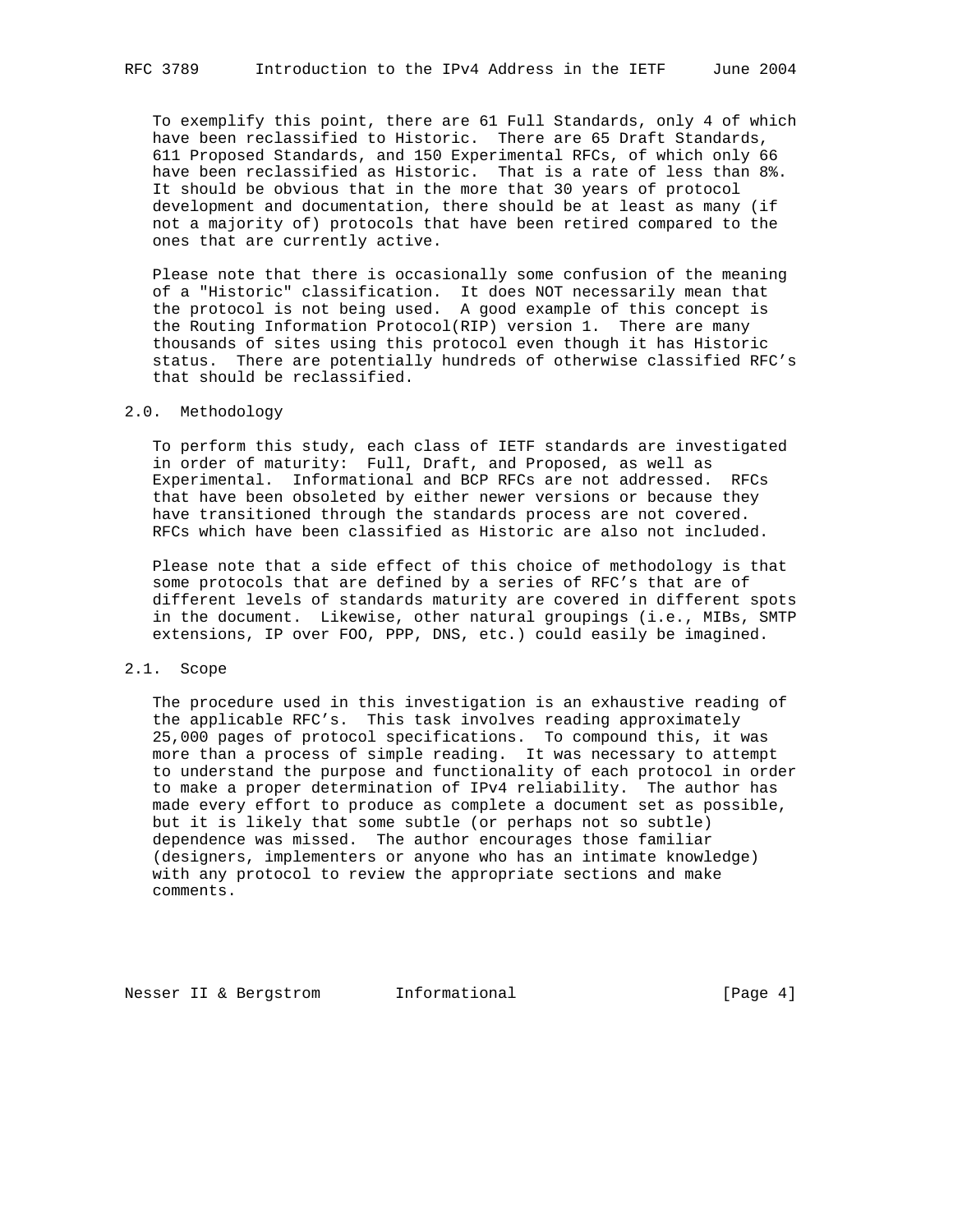To exemplify this point, there are 61 Full Standards, only 4 of which have been reclassified to Historic. There are 65 Draft Standards, 611 Proposed Standards, and 150 Experimental RFCs, of which only 66 have been reclassified as Historic. That is a rate of less than 8%. It should be obvious that in the more that 30 years of protocol development and documentation, there should be at least as many (if not a majority of) protocols that have been retired compared to the ones that are currently active.

Please note that there is occasionally some confusion of the meaning of a "Historic" classification. It does NOT necessarily mean that the protocol is not being used. A good example of this concept is the Routing Information Protocol(RIP) version 1. There are many thousands of sites using this protocol even though it has Historic status. There are potentially hundreds of otherwise classified RFC's that should be reclassified.

## 2.0. Methodology

To perform this study, each class of IETF standards are investigated in order of maturity: Full, Draft, and Proposed, as well as Experimental. Informational and BCP RFCs are not addressed. RFCs that have been obsoleted by either newer versions or because they have transitioned through the standards process are not covered. RFCs which have been classified as Historic are also not included.

Please note that a side effect of this choice of methodology is that some protocols that are defined by a series of RFC's that are of different levels of standards maturity are covered in different spots in the document. Likewise, other natural groupings (i.e., MIBs, SMTP extensions, IP over FOO, PPP, DNS, etc.) could easily be imagined.

## 2.1. Scope

The procedure used in this investigation is an exhaustive reading of the applicable RFC's. This task involves reading approximately 25,000 pages of protocol specifications. To compound this, it was more than a process of simple reading. It was necessary to attempt to understand the purpose and functionality of each protocol in order to make a proper determination of IPv4 reliability. The author has made every effort to produce as complete a document set as possible, but it is likely that some subtle (or perhaps not so subtle) dependence was missed. The author encourages those familiar (designers, implementers or anyone who has an intimate knowledge) with any protocol to review the appropriate sections and make comments.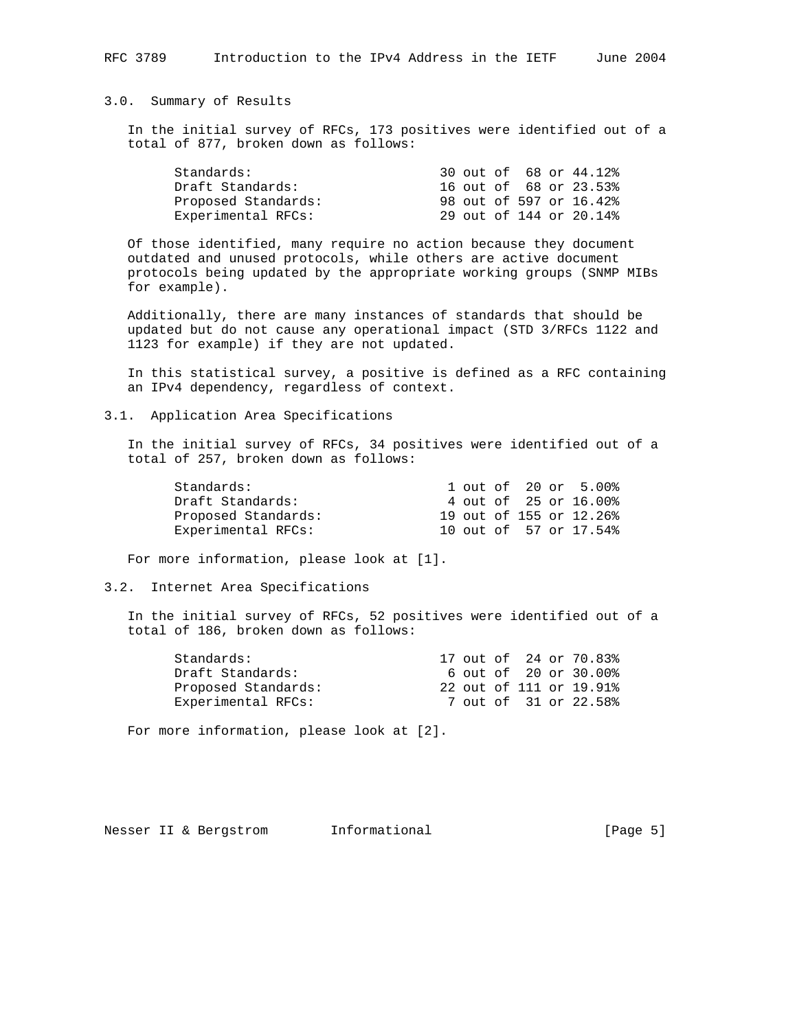## 3.0. Summary of Results

In the initial survey of RFCs, 173 positives were identified out of a total of 877, broken down as follows:

| Category | Positives | Total | Percentage |
|---|---|---|---|
| Standards: | 30 | 68 | 44.12% |
| Draft Standards: | 16 | 68 | 23.53% |
| Proposed Standards: | 98 | 597 | 16.42% |
| Experimental RFCs: | 29 | 144 | 20.14% |

Of those identified, many require no action because they document outdated and unused protocols, while others are active document protocols being updated by the appropriate working groups (SNMP MIBs for example).

Additionally, there are many instances of standards that should be updated but do not cause any operational impact (STD 3/RFCs 1122 and 1123 for example) if they are not updated.

In this statistical survey, a positive is defined as a RFC containing an IPv4 dependency, regardless of context.

## 3.1. Application Area Specifications

In the initial survey of RFCs, 34 positives were identified out of a total of 257, broken down as follows:

| Category | Positives | Total | Percentage |
|---|---|---|---|
| Standards: | 1 | 20 | 5.00% |
| Draft Standards: | 4 | 25 | 16.00% |
| Proposed Standards: | 19 | 155 | 12.26% |
| Experimental RFCs: | 10 | 57 | 17.54% |

For more information, please look at [1].

## 3.2. Internet Area Specifications

In the initial survey of RFCs, 52 positives were identified out of a total of 186, broken down as follows:

| Category | Positives | Total | Percentage |
|---|---|---|---|
| Standards: | 17 | 24 | 70.83% |
| Draft Standards: | 6 | 20 | 30.00% |
| Proposed Standards: | 22 | 111 | 19.91% |
| Experimental RFCs: | 7 | 31 | 22.58% |

For more information, please look at [2].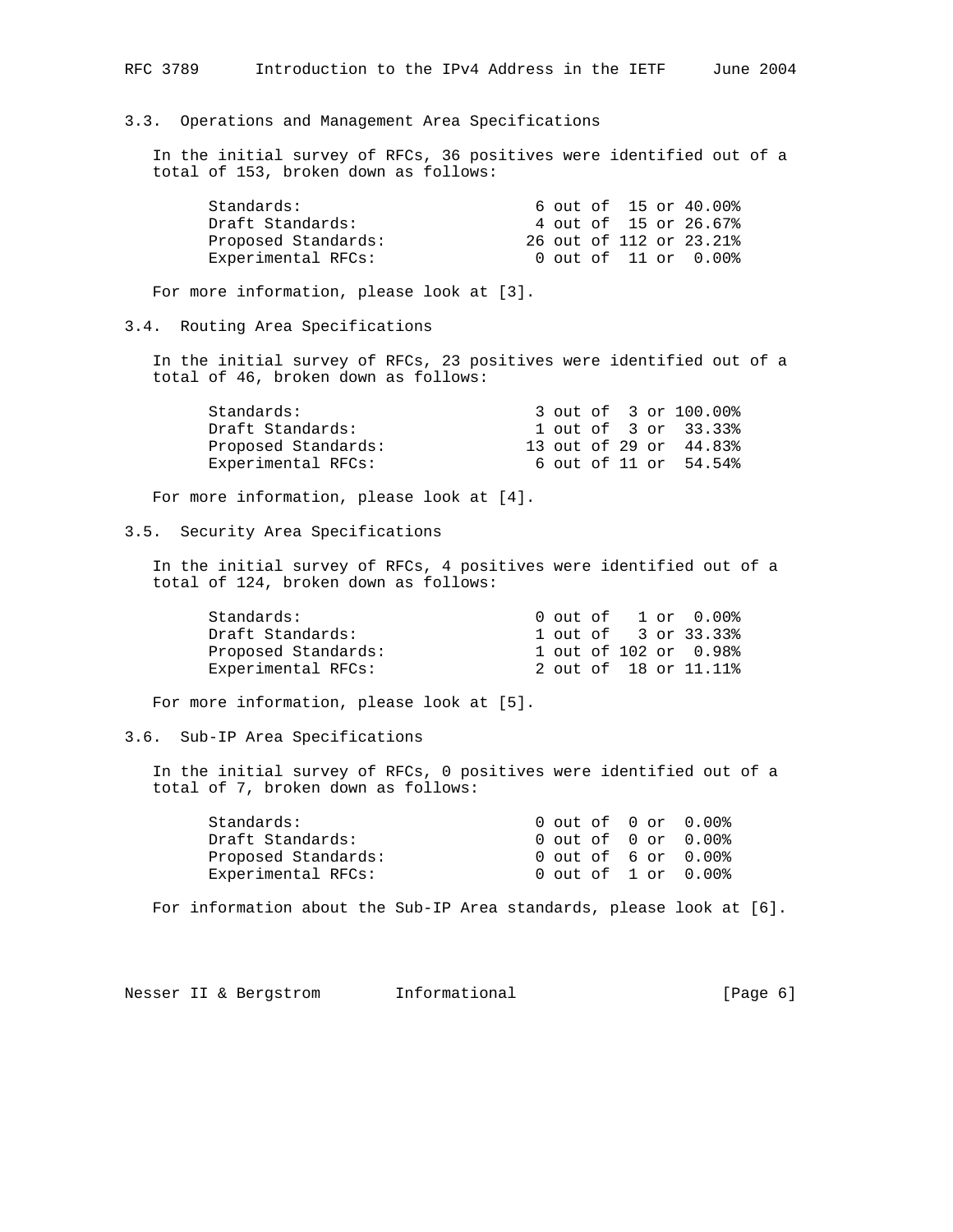### 3.3. Operations and Management Area Specifications

In the initial survey of RFCs, 36 positives were identified out of a total of 153, broken down as follows:

| Category | Positives | Total | Percentage |
|---|---|---|---|
| Standards: | 6 | 15 | 40.00% |
| Draft Standards: | 4 | 15 | 26.67% |
| Proposed Standards: | 26 | 112 | 23.21% |
| Experimental RFCs: | 0 | 11 | 0.00% |

For more information, please look at [3].

### 3.4. Routing Area Specifications

In the initial survey of RFCs, 23 positives were identified out of a total of 46, broken down as follows:

| Category | Positives | Total | Percentage |
|---|---|---|---|
| Standards: | 3 | 3 | 100.00% |
| Draft Standards: | 1 | 3 | 33.33% |
| Proposed Standards: | 13 | 29 | 44.83% |
| Experimental RFCs: | 6 | 11 | 54.54% |

For more information, please look at [4].

### 3.5. Security Area Specifications

In the initial survey of RFCs, 4 positives were identified out of a total of 124, broken down as follows:

| Category | Positives | Total | Percentage |
|---|---|---|---|
| Standards: | 0 | 1 | 0.00% |
| Draft Standards: | 1 | 3 | 33.33% |
| Proposed Standards: | 1 | 102 | 0.98% |
| Experimental RFCs: | 2 | 18 | 11.11% |

For more information, please look at [5].

### 3.6. Sub-IP Area Specifications

In the initial survey of RFCs, 0 positives were identified out of a total of 7, broken down as follows:

| Category | Positives | Total | Percentage |
|---|---|---|---|
| Standards: | 0 | 0 | 0.00% |
| Draft Standards: | 0 | 0 | 0.00% |
| Proposed Standards: | 0 | 6 | 0.00% |
| Experimental RFCs: | 0 | 1 | 0.00% |

For information about the Sub-IP Area standards, please look at [6].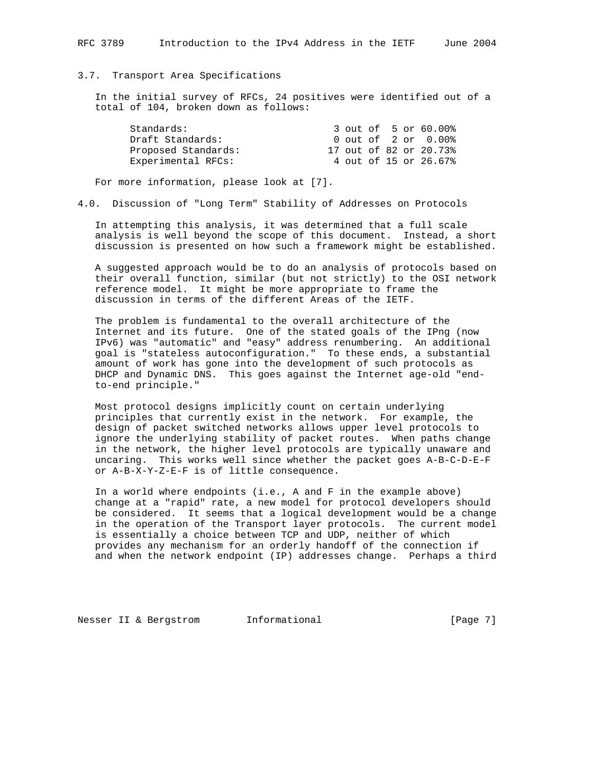### 3.7. Transport Area Specifications

In the initial survey of RFCs, 24 positives were identified out of a total of 104, broken down as follows:

| | |
|---|---|
| Standards: | 3 out of 5 or 60.00% |
| Draft Standards: | 0 out of 2 or 0.00% |
| Proposed Standards: | 17 out of 82 or 20.73% |
| Experimental RFCs: | 4 out of 15 or 26.67% |

For more information, please look at [7].

## 4.0. Discussion of "Long Term" Stability of Addresses on Protocols

In attempting this analysis, it was determined that a full scale analysis is well beyond the scope of this document. Instead, a short discussion is presented on how such a framework might be established.

A suggested approach would be to do an analysis of protocols based on their overall function, similar (but not strictly) to the OSI network reference model. It might be more appropriate to frame the discussion in terms of the different Areas of the IETF.

The problem is fundamental to the overall architecture of the Internet and its future. One of the stated goals of the IPng (now IPv6) was "automatic" and "easy" address renumbering. An additional goal is "stateless autoconfiguration." To these ends, a substantial amount of work has gone into the development of such protocols as DHCP and Dynamic DNS. This goes against the Internet age-old "end-to-end principle."

Most protocol designs implicitly count on certain underlying principles that currently exist in the network. For example, the design of packet switched networks allows upper level protocols to ignore the underlying stability of packet routes. When paths change in the network, the higher level protocols are typically unaware and uncaring. This works well since whether the packet goes A-B-C-D-E-F or A-B-X-Y-Z-E-F is of little consequence.

In a world where endpoints (i.e., A and F in the example above) change at a "rapid" rate, a new model for protocol developers should be considered. It seems that a logical development would be a change in the operation of the Transport layer protocols. The current model is essentially a choice between TCP and UDP, neither of which provides any mechanism for an orderly handoff of the connection if and when the network endpoint (IP) addresses change. Perhaps a third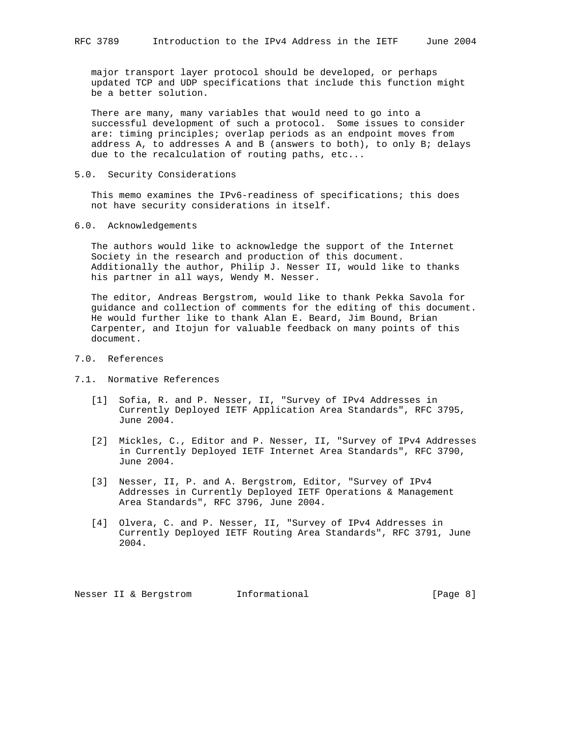major transport layer protocol should be developed, or perhaps updated TCP and UDP specifications that include this function might be a better solution.

There are many, many variables that would need to go into a successful development of such a protocol. Some issues to consider are: timing principles; overlap periods as an endpoint moves from address A, to addresses A and B (answers to both), to only B; delays due to the recalculation of routing paths, etc...

## 5.0. Security Considerations

This memo examines the IPv6-readiness of specifications; this does not have security considerations in itself.

## 6.0. Acknowledgements

The authors would like to acknowledge the support of the Internet Society in the research and production of this document. Additionally the author, Philip J. Nesser II, would like to thanks his partner in all ways, Wendy M. Nesser.

The editor, Andreas Bergstrom, would like to thank Pekka Savola for guidance and collection of comments for the editing of this document. He would further like to thank Alan E. Beard, Jim Bound, Brian Carpenter, and Itojun for valuable feedback on many points of this document.

## 7.0. References

### 7.1. Normative References

[1] Sofia, R. and P. Nesser, II, "Survey of IPv4 Addresses in Currently Deployed IETF Application Area Standards", RFC 3795, June 2004.

[2] Mickles, C., Editor and P. Nesser, II, "Survey of IPv4 Addresses in Currently Deployed IETF Internet Area Standards", RFC 3790, June 2004.

[3] Nesser, II, P. and A. Bergstrom, Editor, "Survey of IPv4 Addresses in Currently Deployed IETF Operations & Management Area Standards", RFC 3796, June 2004.

[4] Olvera, C. and P. Nesser, II, "Survey of IPv4 Addresses in Currently Deployed IETF Routing Area Standards", RFC 3791, June 2004.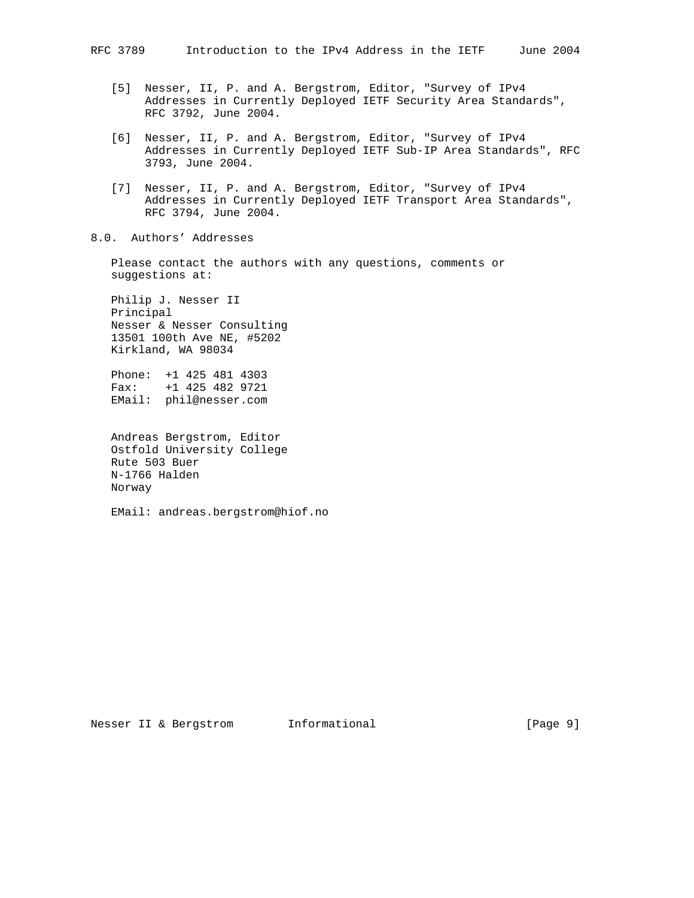[5] Nesser, II, P. and A. Bergstrom, Editor, "Survey of IPv4 Addresses in Currently Deployed IETF Security Area Standards", RFC 3792, June 2004.

[6] Nesser, II, P. and A. Bergstrom, Editor, "Survey of IPv4 Addresses in Currently Deployed IETF Sub-IP Area Standards", RFC 3793, June 2004.

[7] Nesser, II, P. and A. Bergstrom, Editor, "Survey of IPv4 Addresses in Currently Deployed IETF Transport Area Standards", RFC 3794, June 2004.

## 8.0. Authors' Addresses

Please contact the authors with any questions, comments or suggestions at:

Philip J. Nesser II
Principal
Nesser & Nesser Consulting
13501 100th Ave NE, #5202
Kirkland, WA 98034

Phone: +1 425 481 4303
Fax: +1 425 482 9721
EMail: phil@nesser.com

Andreas Bergstrom, Editor
Ostfold University College
Rute 503 Buer
N-1766 Halden
Norway

EMail: andreas.bergstrom@hiof.no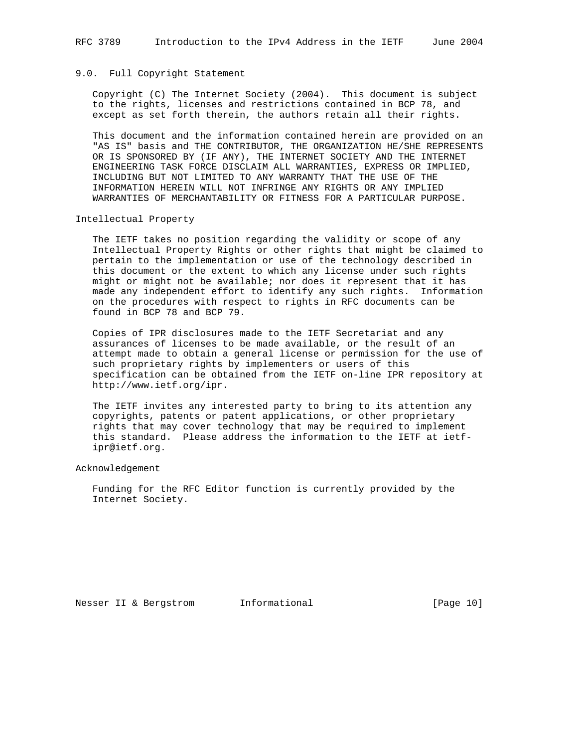## 9.0. Full Copyright Statement

Copyright (C) The Internet Society (2004). This document is subject to the rights, licenses and restrictions contained in BCP 78, and except as set forth therein, the authors retain all their rights.

This document and the information contained herein are provided on an "AS IS" basis and THE CONTRIBUTOR, THE ORGANIZATION HE/SHE REPRESENTS OR IS SPONSORED BY (IF ANY), THE INTERNET SOCIETY AND THE INTERNET ENGINEERING TASK FORCE DISCLAIM ALL WARRANTIES, EXPRESS OR IMPLIED, INCLUDING BUT NOT LIMITED TO ANY WARRANTY THAT THE USE OF THE INFORMATION HEREIN WILL NOT INFRINGE ANY RIGHTS OR ANY IMPLIED WARRANTIES OF MERCHANTABILITY OR FITNESS FOR A PARTICULAR PURPOSE.

### Intellectual Property

The IETF takes no position regarding the validity or scope of any Intellectual Property Rights or other rights that might be claimed to pertain to the implementation or use of the technology described in this document or the extent to which any license under such rights might or might not be available; nor does it represent that it has made any independent effort to identify any such rights. Information on the procedures with respect to rights in RFC documents can be found in BCP 78 and BCP 79.

Copies of IPR disclosures made to the IETF Secretariat and any assurances of licenses to be made available, or the result of an attempt made to obtain a general license or permission for the use of such proprietary rights by implementers or users of this specification can be obtained from the IETF on-line IPR repository at http://www.ietf.org/ipr.

The IETF invites any interested party to bring to its attention any copyrights, patents or patent applications, or other proprietary rights that may cover technology that may be required to implement this standard. Please address the information to the IETF at ietf-ipr@ietf.org.

### Acknowledgement

Funding for the RFC Editor function is currently provided by the Internet Society.